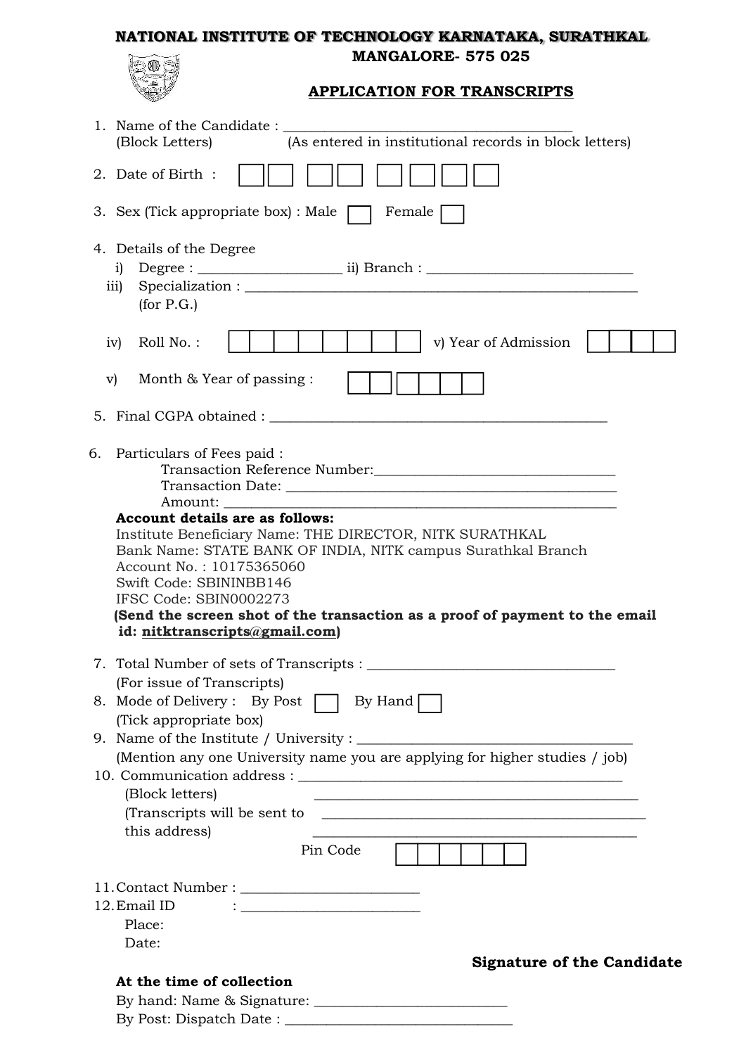# NATIONAL INSTITUTE OF TECHNOLOGY KARNATAKA, SURATHKAL

**MANGALORE- 575 025**

## APPLICATION FOR TRANSCRIPTS

1. Name of the Candidate : ________________________________________
   (Block Letters) (As entered in institutional records in block letters)

2. Date of Birth : [ ][ ] [ ][ ] [ ][ ][ ][ ]

3. Sex (Tick appropriate box) : Male [ ] Female [ ]

4. Details of the Degree
   i) Degree : ____________________ ii) Branch : ____________________________
   iii) Specialization : ______________________________________________________
   (for P.G.)

   iv) Roll No. : [ ][ ][ ][ ][ ][ ][ ][ ] v) Year of Admission [ ][ ][ ][ ]

   v) Month & Year of passing : [ ][ ] [ ][ ][ ][ ]

5. Final CGPA obtained : ______________________________________________

6. Particulars of Fees paid :
   Transaction Reference Number:_________________________________
   Transaction Date: _________________________________________
   Amount: ___________________________________________________

   **Account details are as follows:**
   Institute Beneficiary Name: THE DIRECTOR, NITK SURATHKAL
   Bank Name: STATE BANK OF INDIA, NITK campus Surathkal Branch
   Account No. : 10175365060
   Swift Code: SBININBB146
   IFSC Code: SBIN0002273
   **(Send the screen shot of the transaction as a proof of payment to the email id: nitktranscripts@gmail.com)**

7. Total Number of sets of Transcripts : _________________________________
   (For issue of Transcripts)

8. Mode of Delivery : By Post [ ] By Hand [ ]
   (Tick appropriate box)

9. Name of the Institute / University : _____________________________________
   (Mention any one University name you are applying for higher studies / job)

10. Communication address : ____________________________________________
    (Block letters) ____________________________________________
    (Transcripts will be sent to ____________________________________________
    this address) ____________________________________________
    Pin Code [ ][ ][ ][ ][ ][ ]

11. Contact Number : _______________________

12. Email ID : _______________________

Place:

Date:

**Signature of the Candidate**

**At the time of collection**

By hand: Name & Signature: ___________________________

By Post: Dispatch Date : ______________________________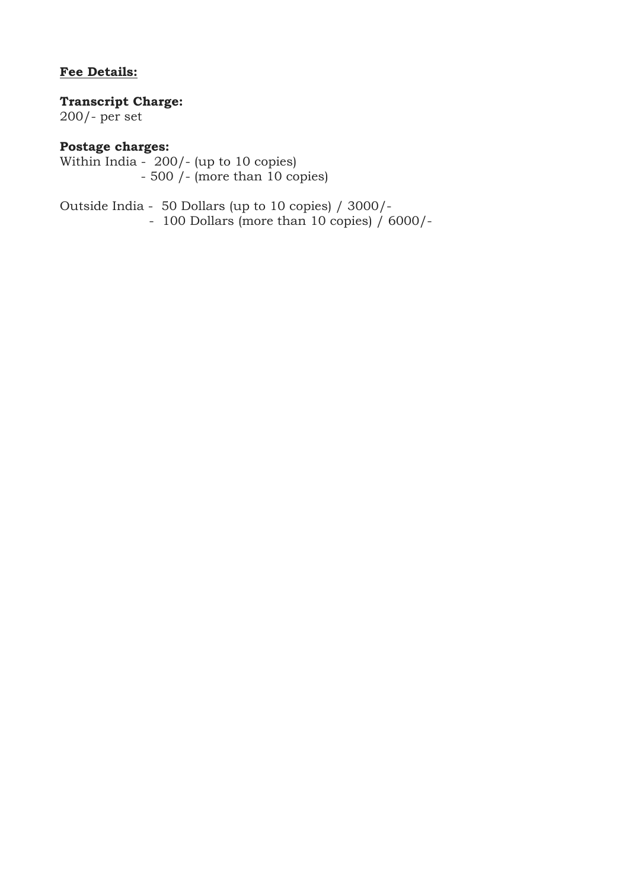**<u>Fee Details:</u>**

**Transcript Charge:**
200/- per set

**Postage charges:**
Within India - 200/- (up to 10 copies)
- 500 /- (more than 10 copies)

Outside India - 50 Dollars (up to 10 copies) / 3000/-
- 100 Dollars (more than 10 copies) / 6000/-